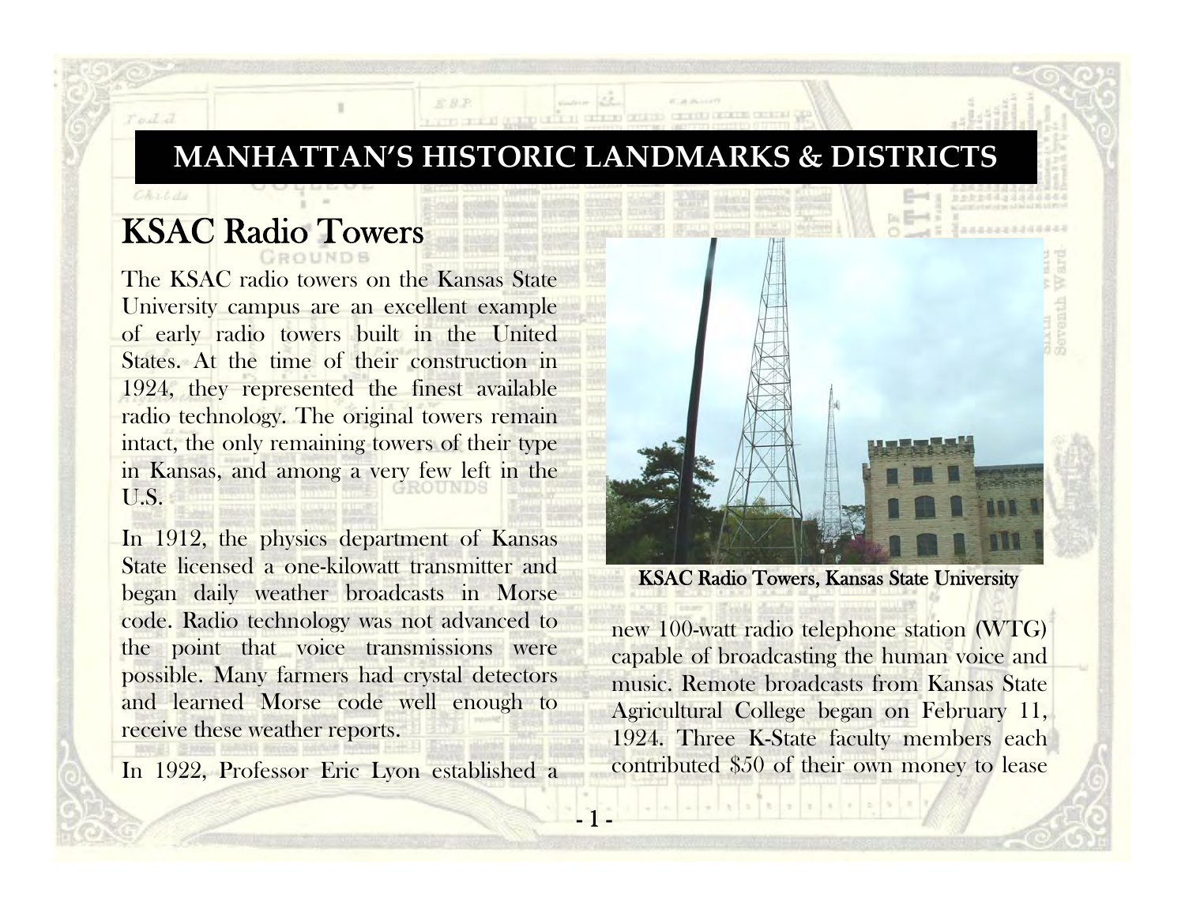# MANHATTAN'S HISTORIC LANDMARKS & DISTRICTS

## KSAC Radio Towers

The KSAC radio towers on the Kansas State University campus are an excellent example of early radio towers built in the United States. At the time of their construction in 1924, they represented the finest available radio technology. The original towers remain intact, the only remaining towers of their type in Kansas, and among a very few left in the U.S.

In 1912, the physics department of Kansas State licensed a one-kilowatt transmitter and began daily weather broadcasts in Morse code. Radio technology was not advanced to the point that voice transmissions were possible. Many farmers had crystal detectors and learned Morse code well enough to receive these weather reports.

**KSAC Radio Towers, Kansas State University**

In 1922, Professor Eric Lyon established a new 100-watt radio telephone station (WTG) capable of broadcasting the human voice and music. Remote broadcasts from Kansas State Agricultural College began on February 11, 1924. Three K-State faculty members each contributed $50 of their own money to lease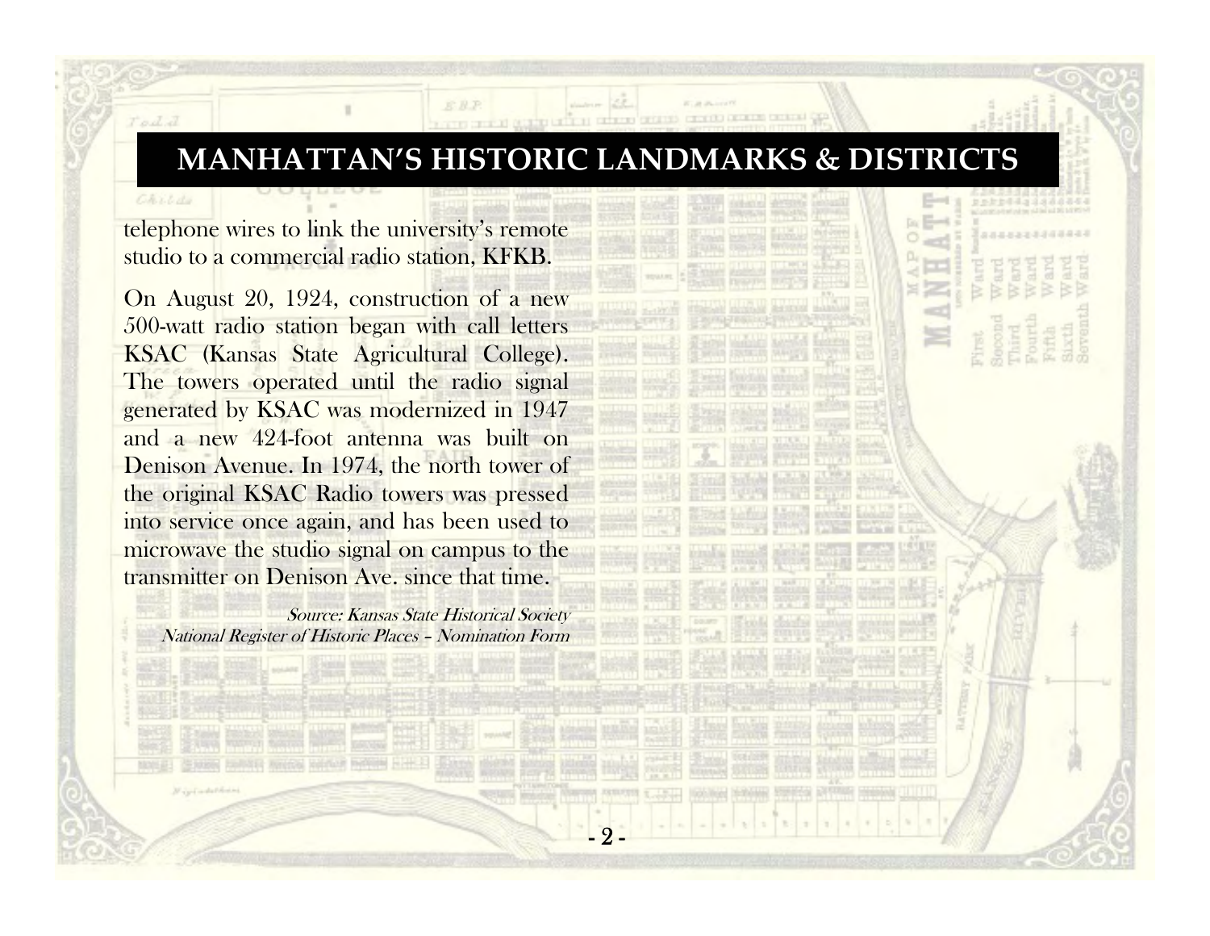telephone wires to link the university's remote studio to a commercial radio station, KFKB.

On August 20, 1924, construction of a new 500-watt radio station began with call letters KSAC (Kansas State Agricultural College). The towers operated until the radio signal generated by KSAC was modernized in 1947 and a new 424-foot antenna was built on Denison Avenue. In 1974, the north tower of the original KSAC Radio towers was pressed into service once again, and has been used to microwave the studio signal on campus to the transmitter on Denison Ave. since that time.

*Source: Kansas State Historical Society*
*National Register of Historic Places – Nomination Form*